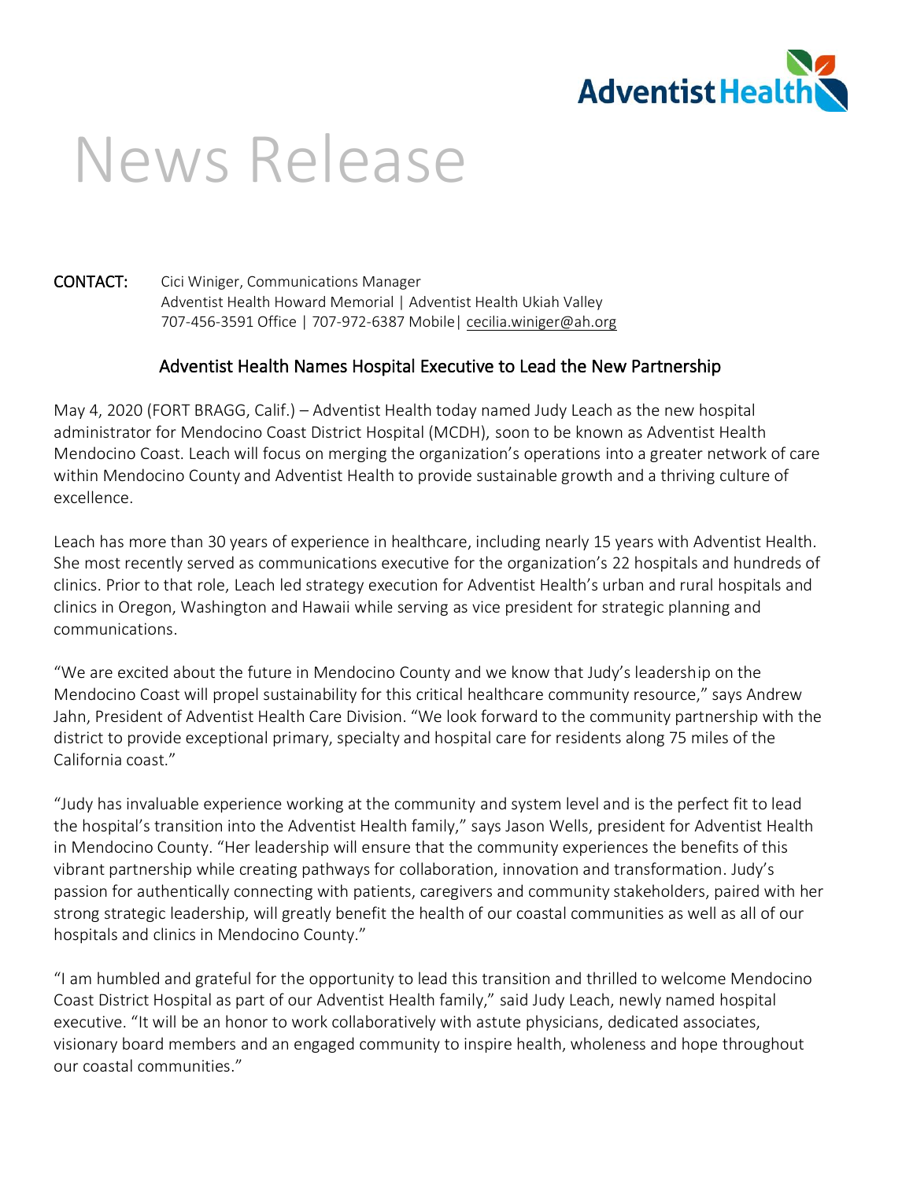Adventist Health

# News Release

**CONTACT:** Cici Winiger, Communications Manager
Adventist Health Howard Memorial | Adventist Health Ukiah Valley
707-456-3591 Office | 707-972-6387 Mobile| cecilia.winiger@ah.org

## Adventist Health Names Hospital Executive to Lead the New Partnership

May 4, 2020 (FORT BRAGG, Calif.) – Adventist Health today named Judy Leach as the new hospital administrator for Mendocino Coast District Hospital (MCDH), soon to be known as Adventist Health Mendocino Coast. Leach will focus on merging the organization's operations into a greater network of care within Mendocino County and Adventist Health to provide sustainable growth and a thriving culture of excellence.

Leach has more than 30 years of experience in healthcare, including nearly 15 years with Adventist Health. She most recently served as communications executive for the organization's 22 hospitals and hundreds of clinics. Prior to that role, Leach led strategy execution for Adventist Health's urban and rural hospitals and clinics in Oregon, Washington and Hawaii while serving as vice president for strategic planning and communications.

"We are excited about the future in Mendocino County and we know that Judy's leadership on the Mendocino Coast will propel sustainability for this critical healthcare community resource," says Andrew Jahn, President of Adventist Health Care Division. "We look forward to the community partnership with the district to provide exceptional primary, specialty and hospital care for residents along 75 miles of the California coast."

"Judy has invaluable experience working at the community and system level and is the perfect fit to lead the hospital's transition into the Adventist Health family," says Jason Wells, president for Adventist Health in Mendocino County. "Her leadership will ensure that the community experiences the benefits of this vibrant partnership while creating pathways for collaboration, innovation and transformation. Judy's passion for authentically connecting with patients, caregivers and community stakeholders, paired with her strong strategic leadership, will greatly benefit the health of our coastal communities as well as all of our hospitals and clinics in Mendocino County."

"I am humbled and grateful for the opportunity to lead this transition and thrilled to welcome Mendocino Coast District Hospital as part of our Adventist Health family," said Judy Leach, newly named hospital executive. "It will be an honor to work collaboratively with astute physicians, dedicated associates, visionary board members and an engaged community to inspire health, wholeness and hope throughout our coastal communities."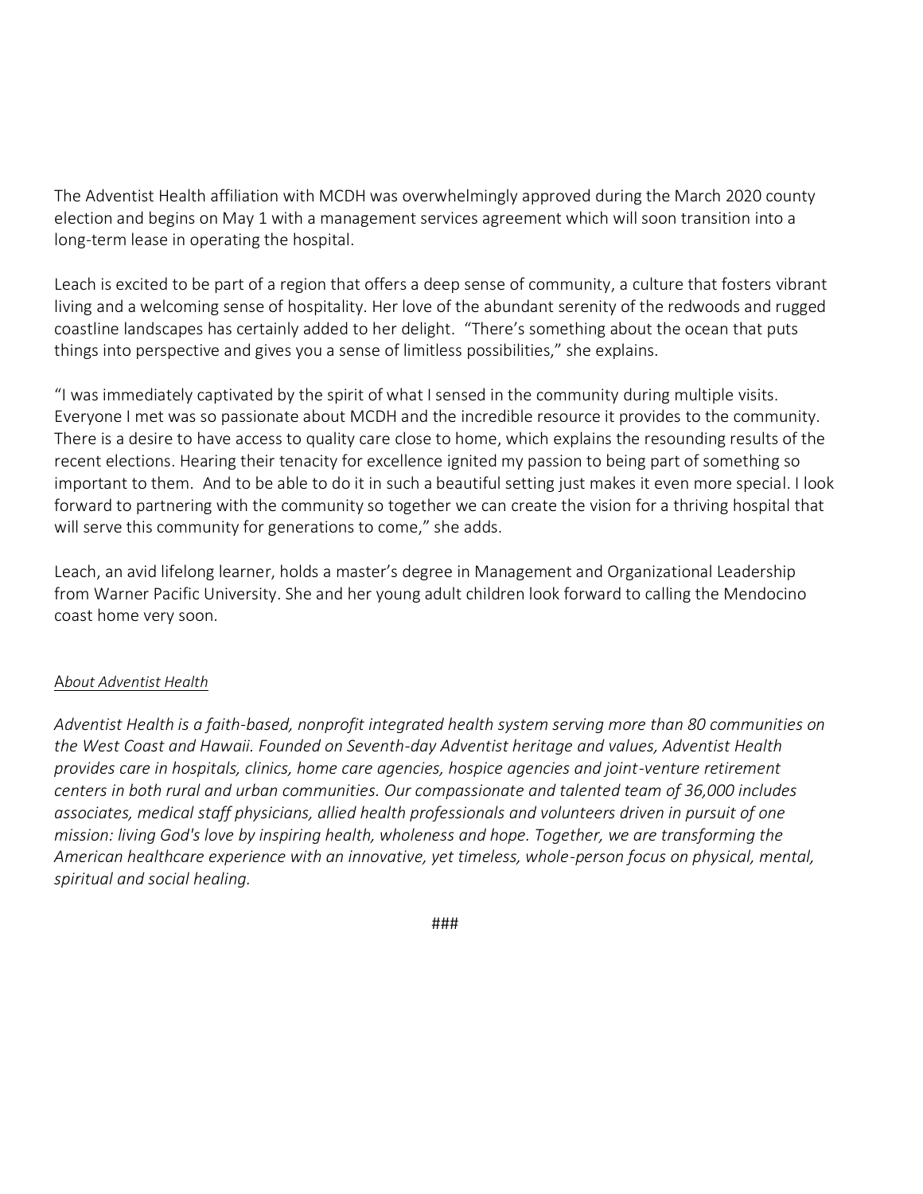The Adventist Health affiliation with MCDH was overwhelmingly approved during the March 2020 county election and begins on May 1 with a management services agreement which will soon transition into a long-term lease in operating the hospital.

Leach is excited to be part of a region that offers a deep sense of community, a culture that fosters vibrant living and a welcoming sense of hospitality. Her love of the abundant serenity of the redwoods and rugged coastline landscapes has certainly added to her delight. "There's something about the ocean that puts things into perspective and gives you a sense of limitless possibilities," she explains.

"I was immediately captivated by the spirit of what I sensed in the community during multiple visits. Everyone I met was so passionate about MCDH and the incredible resource it provides to the community. There is a desire to have access to quality care close to home, which explains the resounding results of the recent elections. Hearing their tenacity for excellence ignited my passion to being part of something so important to them. And to be able to do it in such a beautiful setting just makes it even more special. I look forward to partnering with the community so together we can create the vision for a thriving hospital that will serve this community for generations to come," she adds.

Leach, an avid lifelong learner, holds a master's degree in Management and Organizational Leadership from Warner Pacific University. She and her young adult children look forward to calling the Mendocino coast home very soon.

*About Adventist Health*

*Adventist Health is a faith-based, nonprofit integrated health system serving more than 80 communities on the West Coast and Hawaii. Founded on Seventh-day Adventist heritage and values, Adventist Health provides care in hospitals, clinics, home care agencies, hospice agencies and joint-venture retirement centers in both rural and urban communities. Our compassionate and talented team of 36,000 includes associates, medical staff physicians, allied health professionals and volunteers driven in pursuit of one mission: living God's love by inspiring health, wholeness and hope. Together, we are transforming the American healthcare experience with an innovative, yet timeless, whole-person focus on physical, mental, spiritual and social healing.*

###